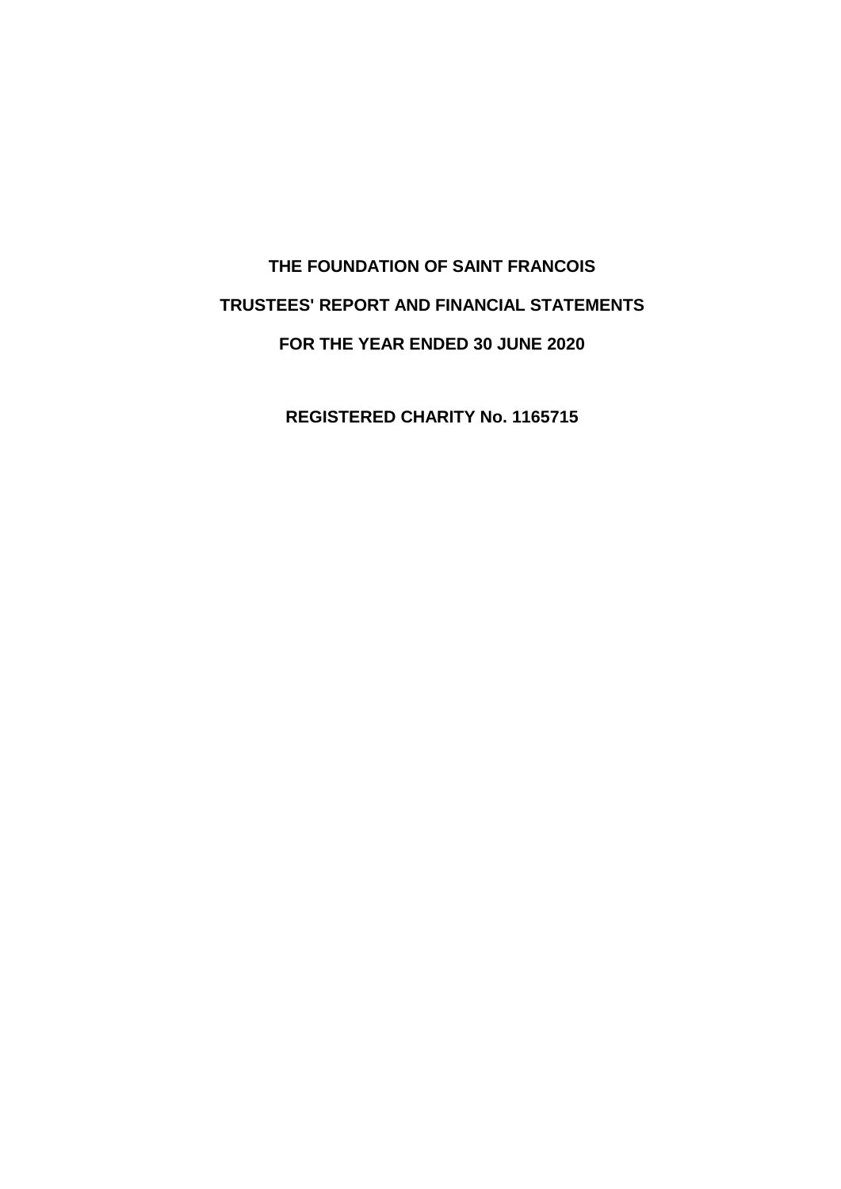# THE FOUNDATION OF SAINT FRANCOIS

## TRUSTEES' REPORT AND FINANCIAL STATEMENTS

## FOR THE YEAR ENDED 30 JUNE 2020

**REGISTERED CHARITY No. 1165715**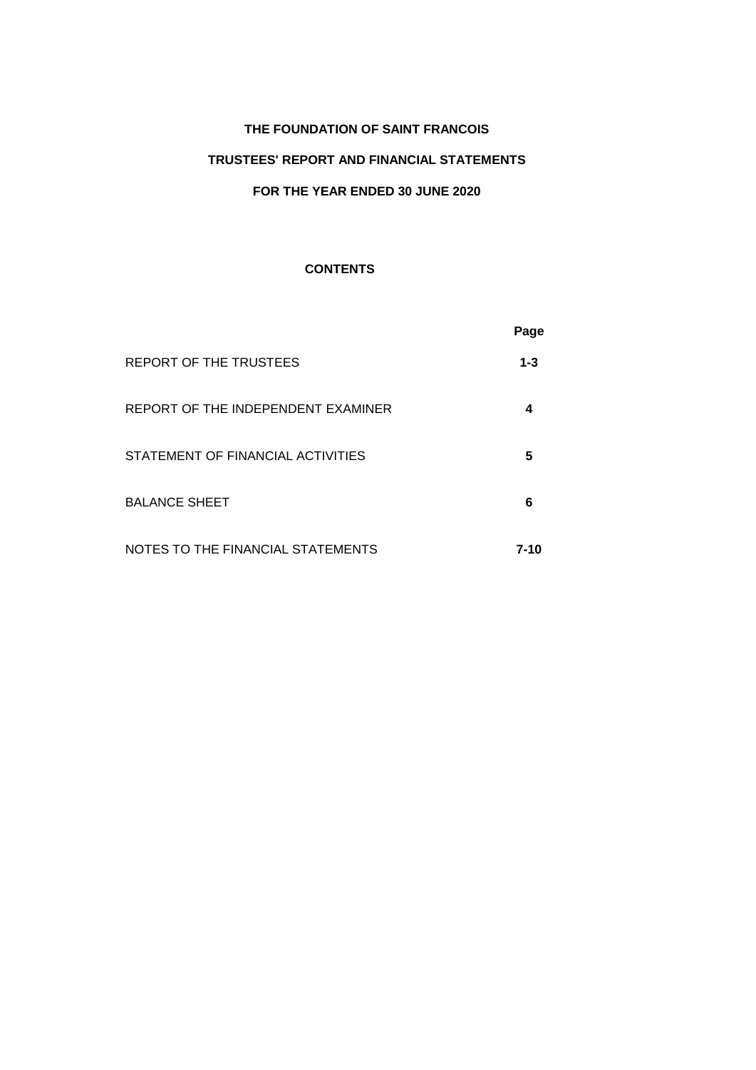**THE FOUNDATION OF SAINT FRANCOIS**

**TRUSTEES' REPORT AND FINANCIAL STATEMENTS**

**FOR THE YEAR ENDED 30 JUNE 2020**

**CONTENTS**

| | **Page** |
|---|---|
| REPORT OF THE TRUSTEES | **1-3** |
| REPORT OF THE INDEPENDENT EXAMINER | **4** |
| STATEMENT OF FINANCIAL ACTIVITIES | **5** |
| BALANCE SHEET | **6** |
| NOTES TO THE FINANCIAL STATEMENTS | **7-10** |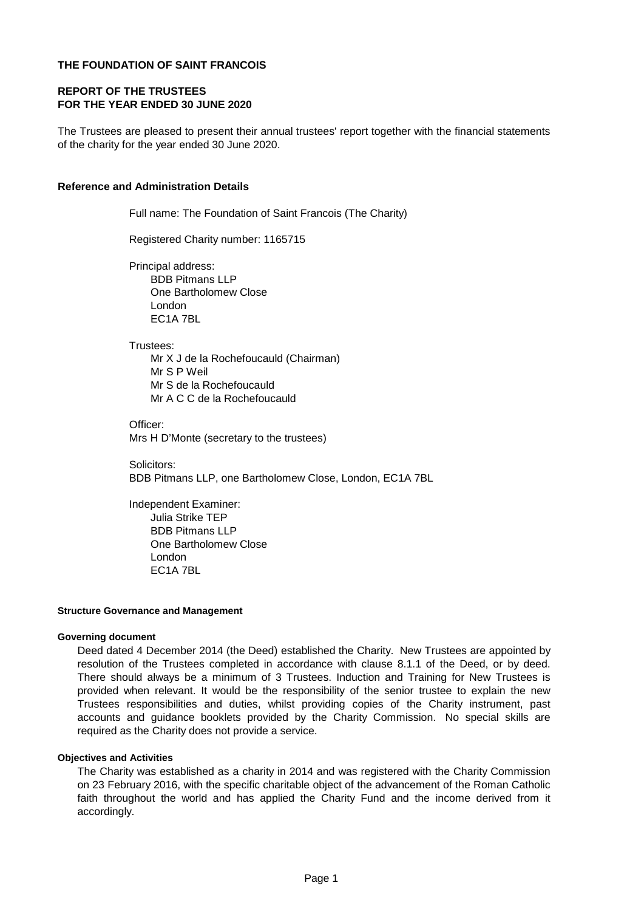**THE FOUNDATION OF SAINT FRANCOIS**

**REPORT OF THE TRUSTEES**
**FOR THE YEAR ENDED 30 JUNE 2020**

The Trustees are pleased to present their annual trustees' report together with the financial statements of the charity for the year ended 30 June 2020.

**Reference and Administration Details**

Full name: The Foundation of Saint Francois (The Charity)

Registered Charity number: 1165715

Principal address:
BDB Pitmans LLP
One Bartholomew Close
London
EC1A 7BL

Trustees:
Mr X J de la Rochefoucauld (Chairman)
Mr S P Weil
Mr S de la Rochefoucauld
Mr A C C de la Rochefoucauld

Officer:
Mrs H D'Monte (secretary to the trustees)

Solicitors:
BDB Pitmans LLP, one Bartholomew Close, London, EC1A 7BL

Independent Examiner:
Julia Strike TEP
BDB Pitmans LLP
One Bartholomew Close
London
EC1A 7BL

**Structure Governance and Management**

**Governing document**

Deed dated 4 December 2014 (the Deed) established the Charity. New Trustees are appointed by resolution of the Trustees completed in accordance with clause 8.1.1 of the Deed, or by deed. There should always be a minimum of 3 Trustees. Induction and Training for New Trustees is provided when relevant. It would be the responsibility of the senior trustee to explain the new Trustees responsibilities and duties, whilst providing copies of the Charity instrument, past accounts and guidance booklets provided by the Charity Commission. No special skills are required as the Charity does not provide a service.

**Objectives and Activities**

The Charity was established as a charity in 2014 and was registered with the Charity Commission on 23 February 2016, with the specific charitable object of the advancement of the Roman Catholic faith throughout the world and has applied the Charity Fund and the income derived from it accordingly.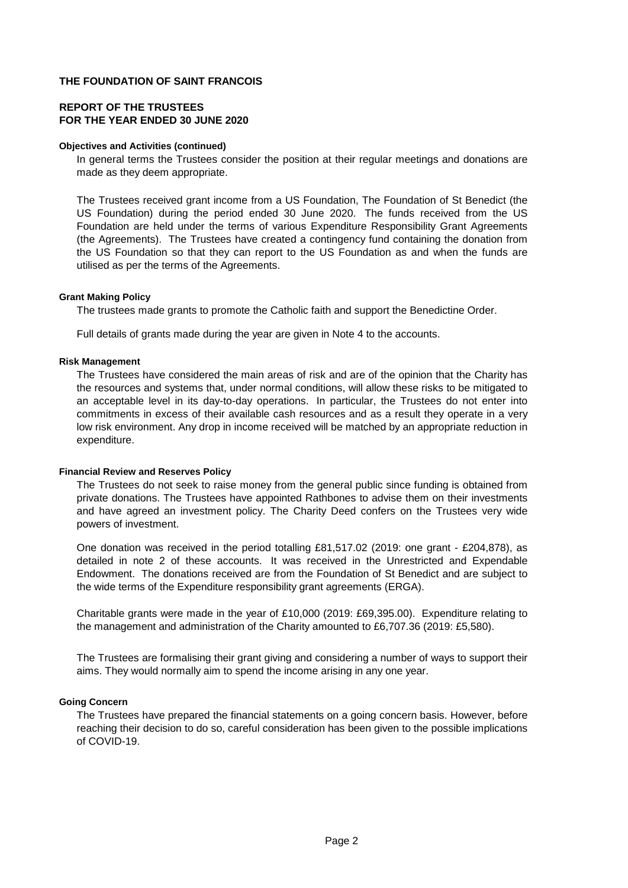**THE FOUNDATION OF SAINT FRANCOIS**

**REPORT OF THE TRUSTEES**
**FOR THE YEAR ENDED 30 JUNE 2020**

#### Objectives and Activities (continued)

In general terms the Trustees consider the position at their regular meetings and donations are made as they deem appropriate.

The Trustees received grant income from a US Foundation, The Foundation of St Benedict (the US Foundation) during the period ended 30 June 2020. The funds received from the US Foundation are held under the terms of various Expenditure Responsibility Grant Agreements (the Agreements). The Trustees have created a contingency fund containing the donation from the US Foundation so that they can report to the US Foundation as and when the funds are utilised as per the terms of the Agreements.

#### Grant Making Policy

The trustees made grants to promote the Catholic faith and support the Benedictine Order.

Full details of grants made during the year are given in Note 4 to the accounts.

#### Risk Management

The Trustees have considered the main areas of risk and are of the opinion that the Charity has the resources and systems that, under normal conditions, will allow these risks to be mitigated to an acceptable level in its day-to-day operations. In particular, the Trustees do not enter into commitments in excess of their available cash resources and as a result they operate in a very low risk environment. Any drop in income received will be matched by an appropriate reduction in expenditure.

#### Financial Review and Reserves Policy

The Trustees do not seek to raise money from the general public since funding is obtained from private donations. The Trustees have appointed Rathbones to advise them on their investments and have agreed an investment policy. The Charity Deed confers on the Trustees very wide powers of investment.

One donation was received in the period totalling £81,517.02 (2019: one grant - £204,878), as detailed in note 2 of these accounts. It was received in the Unrestricted and Expendable Endowment. The donations received are from the Foundation of St Benedict and are subject to the wide terms of the Expenditure responsibility grant agreements (ERGA).

Charitable grants were made in the year of £10,000 (2019: £69,395.00). Expenditure relating to the management and administration of the Charity amounted to £6,707.36 (2019: £5,580).

The Trustees are formalising their grant giving and considering a number of ways to support their aims. They would normally aim to spend the income arising in any one year.

#### Going Concern

The Trustees have prepared the financial statements on a going concern basis. However, before reaching their decision to do so, careful consideration has been given to the possible implications of COVID-19.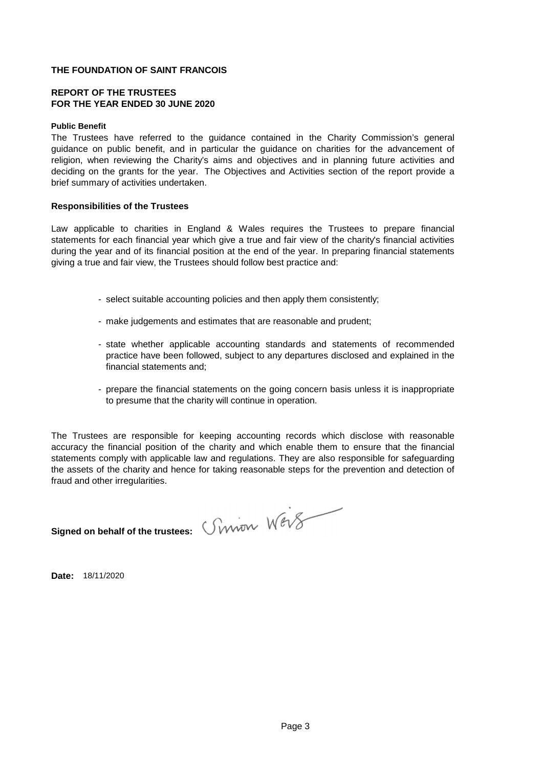**THE FOUNDATION OF SAINT FRANCOIS**

**REPORT OF THE TRUSTEES**
**FOR THE YEAR ENDED 30 JUNE 2020**

**Public Benefit**

The Trustees have referred to the guidance contained in the Charity Commission's general guidance on public benefit, and in particular the guidance on charities for the advancement of religion, when reviewing the Charity's aims and objectives and in planning future activities and deciding on the grants for the year. The Objectives and Activities section of the report provide a brief summary of activities undertaken.

**Responsibilities of the Trustees**

Law applicable to charities in England & Wales requires the Trustees to prepare financial statements for each financial year which give a true and fair view of the charity's financial activities during the year and of its financial position at the end of the year. In preparing financial statements giving a true and fair view, the Trustees should follow best practice and:

- select suitable accounting policies and then apply them consistently;
- make judgements and estimates that are reasonable and prudent;
- state whether applicable accounting standards and statements of recommended practice have been followed, subject to any departures disclosed and explained in the financial statements and;
- prepare the financial statements on the going concern basis unless it is inappropriate to presume that the charity will continue in operation.

The Trustees are responsible for keeping accounting records which disclose with reasonable accuracy the financial position of the charity and which enable them to ensure that the financial statements comply with applicable law and regulations. They are also responsible for safeguarding the assets of the charity and hence for taking reasonable steps for the prevention and detection of fraud and other irregularities.

**Signed on behalf of the trustees:** Simon Weis

**Date:** 18/11/2020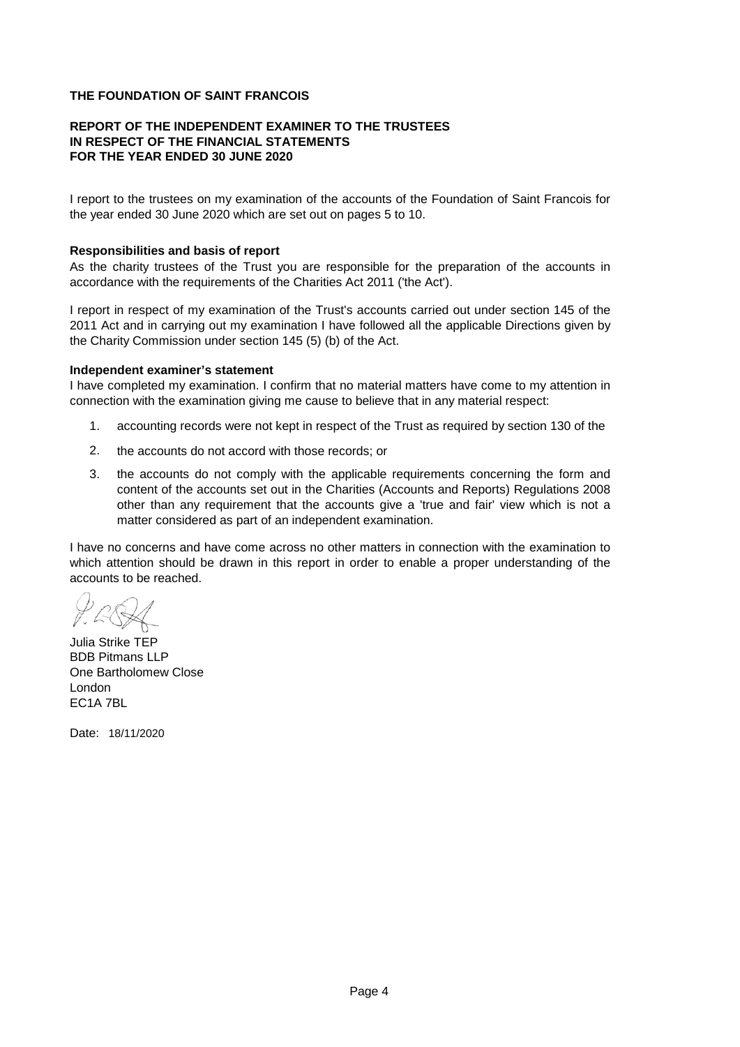**THE FOUNDATION OF SAINT FRANCOIS**

**REPORT OF THE INDEPENDENT EXAMINER TO THE TRUSTEES IN RESPECT OF THE FINANCIAL STATEMENTS FOR THE YEAR ENDED 30 JUNE 2020**

I report to the trustees on my examination of the accounts of the Foundation of Saint Francois for the year ended 30 June 2020 which are set out on pages 5 to 10.

**Responsibilities and basis of report**

As the charity trustees of the Trust you are responsible for the preparation of the accounts in accordance with the requirements of the Charities Act 2011 ('the Act').

I report in respect of my examination of the Trust's accounts carried out under section 145 of the 2011 Act and in carrying out my examination I have followed all the applicable Directions given by the Charity Commission under section 145 (5) (b) of the Act.

**Independent examiner's statement**

I have completed my examination. I confirm that no material matters have come to my attention in connection with the examination giving me cause to believe that in any material respect:

1. accounting records were not kept in respect of the Trust as required by section 130 of the
2. the accounts do not accord with those records; or
3. the accounts do not comply with the applicable requirements concerning the form and content of the accounts set out in the Charities (Accounts and Reports) Regulations 2008 other than any requirement that the accounts give a 'true and fair' view which is not a matter considered as part of an independent examination.

I have no concerns and have come across no other matters in connection with the examination to which attention should be drawn in this report in order to enable a proper understanding of the accounts to be reached.

Julia Strike TEP
BDB Pitmans LLP
One Bartholomew Close
London
EC1A 7BL

Date: 18/11/2020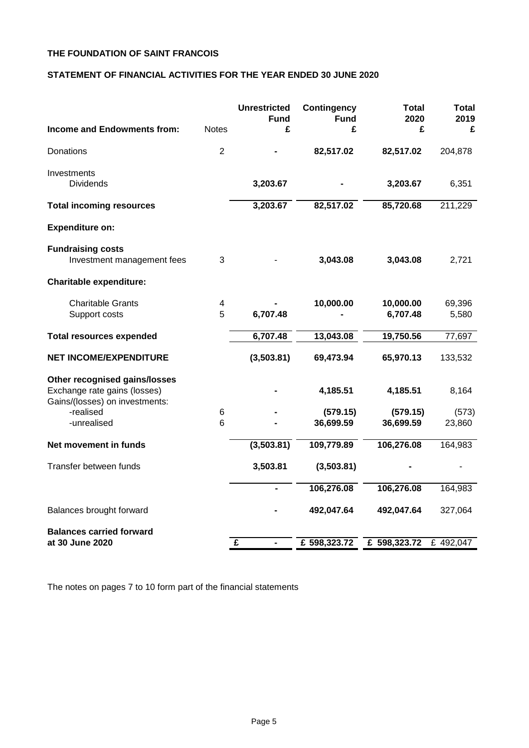**THE FOUNDATION OF SAINT FRANCOIS**

**STATEMENT OF FINANCIAL ACTIVITIES FOR THE YEAR ENDED 30 JUNE 2020**

| **Income and Endowments from:** | Notes | **Unrestricted Fund £** | **Contingency Fund £** | **Total 2020 £** | **Total 2019 £** |
|---|---|---|---|---|---|
| Donations | 2 | **-** | **82,517.02** | **82,517.02** | 204,878 |
| Investments | | | | | |
| Dividends | | **3,203.67** | **-** | **3,203.67** | 6,351 |
| **Total incoming resources** | | **3,203.67** | **82,517.02** | **85,720.68** | 211,229 |
| **Expenditure on:** | | | | | |
| **Fundraising costs** | | | | | |
| Investment management fees | 3 | - | **3,043.08** | **3,043.08** | 2,721 |
| **Charitable expenditure:** | | | | | |
| Charitable Grants | 4 | **-** | **10,000.00** | **10,000.00** | 69,396 |
| Support costs | 5 | **6,707.48** | **-** | **6,707.48** | 5,580 |
| **Total resources expended** | | **6,707.48** | **13,043.08** | **19,750.56** | 77,697 |
| **NET INCOME/EXPENDITURE** | | **(3,503.81)** | **69,473.94** | **65,970.13** | 133,532 |
| **Other recognised gains/losses** | | | | | |
| Exchange rate gains (losses) | | **-** | **4,185.51** | **4,185.51** | 8,164 |
| Gains/(losses) on investments: | | | | | |
| -realised | 6 | **-** | **(579.15)** | **(579.15)** | (573) |
| -unrealised | 6 | **-** | **36,699.59** | **36,699.59** | 23,860 |
| **Net movement in funds** | | **(3,503.81)** | **109,779.89** | **106,276.08** | 164,983 |
| Transfer between funds | | **3,503.81** | **(3,503.81)** | **-** | - |
| | | **-** | **106,276.08** | **106,276.08** | 164,983 |
| Balances brought forward | | **-** | **492,047.64** | **492,047.64** | 327,064 |
| **Balances carried forward at 30 June 2020** | | **£ -** | **£ 598,323.72** | **£ 598,323.72** | £ 492,047 |

The notes on pages 7 to 10 form part of the financial statements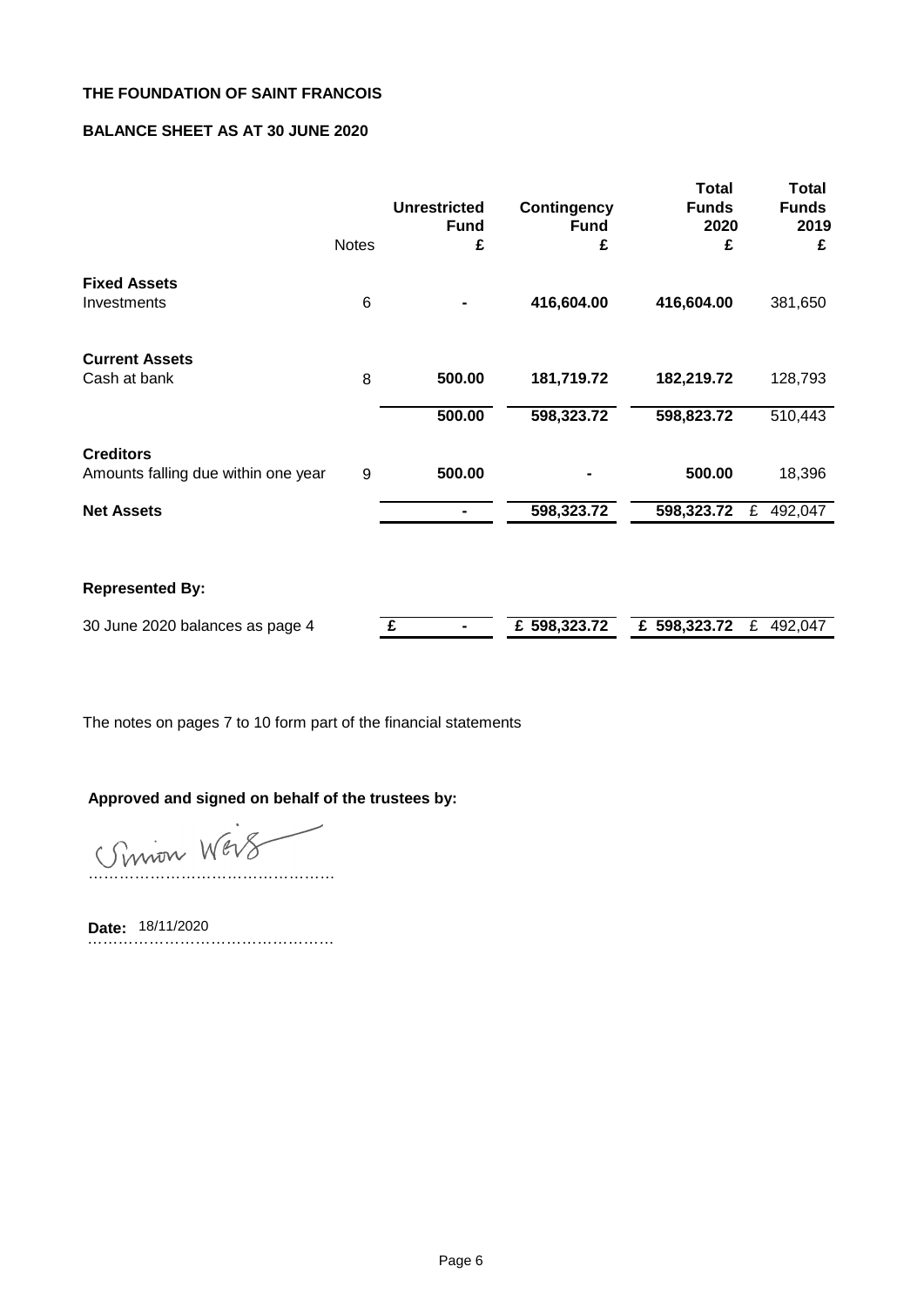**THE FOUNDATION OF SAINT FRANCOIS**

**BALANCE SHEET AS AT 30 JUNE 2020**

| | Notes | Unrestricted Fund £ | Contingency Fund £ | Total Funds 2020 £ | Total Funds 2019 £ |
|---|---|---|---|---|---|
| **Fixed Assets** | | | | | |
| Investments | 6 | - | 416,604.00 | 416,604.00 | 381,650 |
| **Current Assets** | | | | | |
| Cash at bank | 8 | 500.00 | 181,719.72 | 182,219.72 | 128,793 |
| | | 500.00 | 598,323.72 | 598,823.72 | 510,443 |
| **Creditors** | | | | | |
| Amounts falling due within one year | 9 | 500.00 | - | 500.00 | 18,396 |
| **Net Assets** | | - | 598,323.72 | 598,323.72 | £ 492,047 |
| **Represented By:** | | | | | |
| 30 June 2020 balances as page 4 | | £ - | £ 598,323.72 | £ 598,323.72 | £ 492,047 |

The notes on pages 7 to 10 form part of the financial statements

**Approved and signed on behalf of the trustees by:**

Simon Weis

…………………………………………

**Date:** 18/11/2020

…………………………………………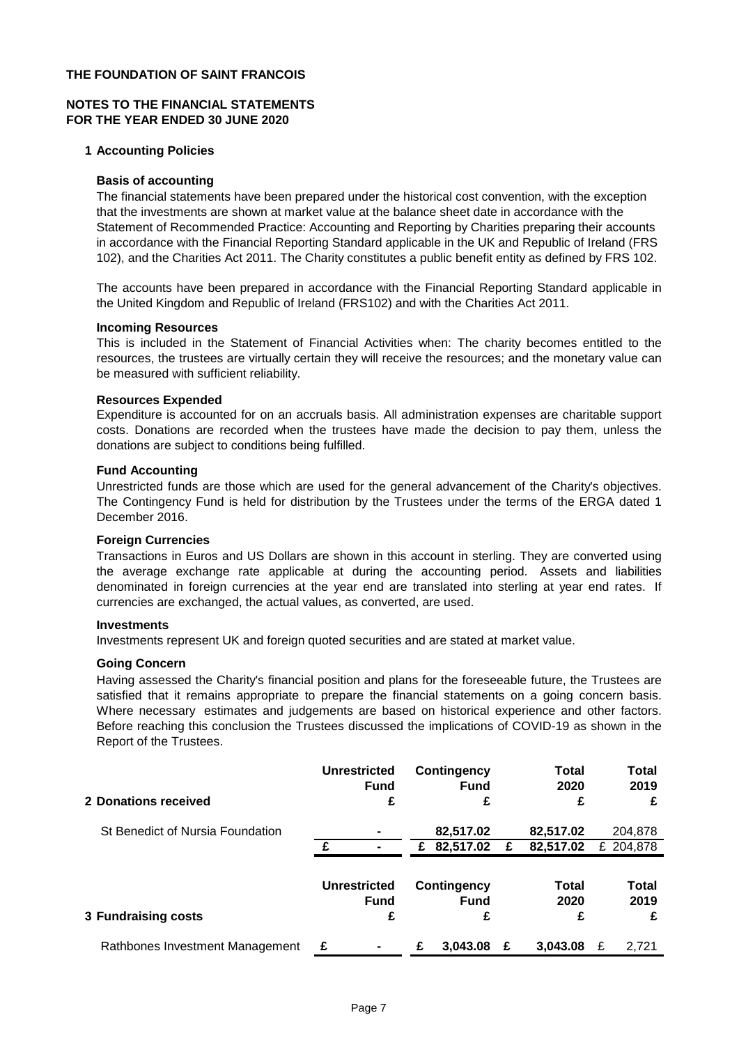**THE FOUNDATION OF SAINT FRANCOIS**

**NOTES TO THE FINANCIAL STATEMENTS**
**FOR THE YEAR ENDED 30 JUNE 2020**

## 1 Accounting Policies

### Basis of accounting

The financial statements have been prepared under the historical cost convention, with the exception that the investments are shown at market value at the balance sheet date in accordance with the Statement of Recommended Practice: Accounting and Reporting by Charities preparing their accounts in accordance with the Financial Reporting Standard applicable in the UK and Republic of Ireland (FRS 102), and the Charities Act 2011. The Charity constitutes a public benefit entity as defined by FRS 102.

The accounts have been prepared in accordance with the Financial Reporting Standard applicable in the United Kingdom and Republic of Ireland (FRS102) and with the Charities Act 2011.

### Incoming Resources

This is included in the Statement of Financial Activities when: The charity becomes entitled to the resources, the trustees are virtually certain they will receive the resources; and the monetary value can be measured with sufficient reliability.

### Resources Expended

Expenditure is accounted for on an accruals basis. All administration expenses are charitable support costs. Donations are recorded when the trustees have made the decision to pay them, unless the donations are subject to conditions being fulfilled.

### Fund Accounting

Unrestricted funds are those which are used for the general advancement of the Charity's objectives. The Contingency Fund is held for distribution by the Trustees under the terms of the ERGA dated 1 December 2016.

### Foreign Currencies

Transactions in Euros and US Dollars are shown in this account in sterling. They are converted using the average exchange rate applicable at during the accounting period. Assets and liabilities denominated in foreign currencies at the year end are translated into sterling at year end rates. If currencies are exchanged, the actual values, as converted, are used.

### Investments

Investments represent UK and foreign quoted securities and are stated at market value.

### Going Concern

Having assessed the Charity's financial position and plans for the foreseeable future, the Trustees are satisfied that it remains appropriate to prepare the financial statements on a going concern basis. Where necessary estimates and judgements are based on historical experience and other factors. Before reaching this conclusion the Trustees discussed the implications of COVID-19 as shown in the Report of the Trustees.

## 2 Donations received

| | Unrestricted Fund £ | Contingency Fund £ | Total 2020 £ | Total 2019 £ |
|---|---|---|---|---|
| St Benedict of Nursia Foundation | - | 82,517.02 | 82,517.02 | 204,878 |
| | £ - | £ 82,517.02 | £ 82,517.02 | £ 204,878 |

## 3 Fundraising costs

| | Unrestricted Fund £ | Contingency Fund £ | Total 2020 £ | Total 2019 £ |
|---|---|---|---|---|
| Rathbones Investment Management | £ - | £ 3,043.08 | £ 3,043.08 | £ 2,721 |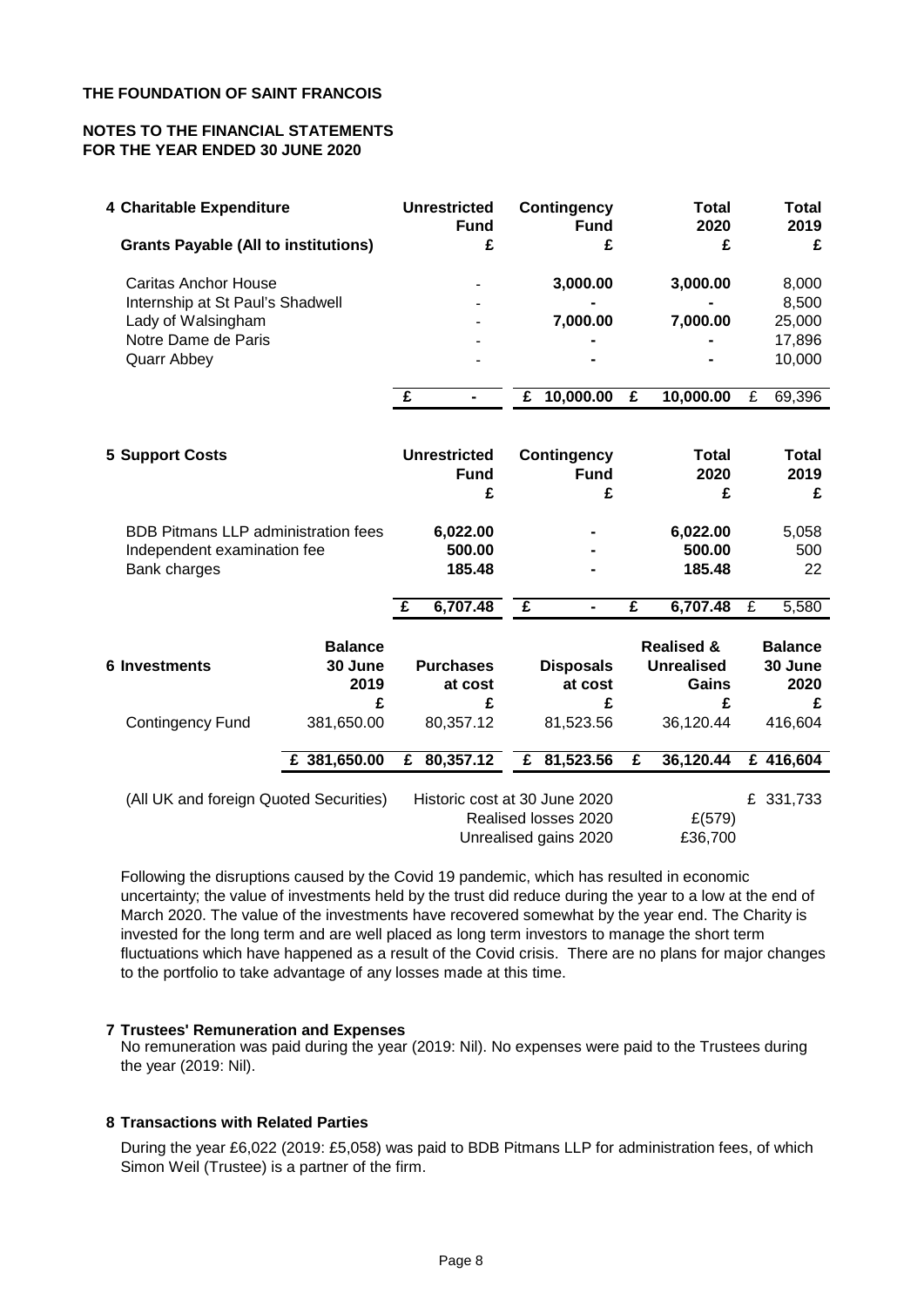**THE FOUNDATION OF SAINT FRANCOIS**

**NOTES TO THE FINANCIAL STATEMENTS**
**FOR THE YEAR ENDED 30 JUNE 2020**

## 4 Charitable Expenditure

| **Grants Payable (All to institutions)** | **Unrestricted Fund £** | **Contingency Fund £** | **Total 2020 £** | **Total 2019 £** |
|---|---|---|---|---|
| Caritas Anchor House | - | **3,000.00** | **3,000.00** | 8,000 |
| Internship at St Paul's Shadwell | - | **-** | **-** | 8,500 |
| Lady of Walsingham | - | **7,000.00** | **7,000.00** | 25,000 |
| Notre Dame de Paris | - | **-** | **-** | 17,896 |
| Quarr Abbey | - | **-** | **-** | 10,000 |
| | **£ -** | **£ 10,000.00** | **£ 10,000.00** | £ 69,396 |

## 5 Support Costs

| | **Unrestricted Fund £** | **Contingency Fund £** | **Total 2020 £** | **Total 2019 £** |
|---|---|---|---|---|
| BDB Pitmans LLP administration fees | **6,022.00** | **-** | **6,022.00** | 5,058 |
| Independent examination fee | **500.00** | **-** | **500.00** | 500 |
| Bank charges | **185.48** | **-** | **185.48** | 22 |
| | **£ 6,707.48** | **£ -** | **£ 6,707.48** | £ 5,580 |

## 6 Investments

| | **Balance 30 June 2019 £** | **Purchases at cost £** | **Disposals at cost £** | **Realised & Unrealised Gains £** | **Balance 30 June 2020 £** |
|---|---|---|---|---|---|
| Contingency Fund | 381,650.00 | 80,357.12 | 81,523.56 | 36,120.44 | 416,604 |
| | **£ 381,650.00** | **£ 80,357.12** | **£ 81,523.56** | **£ 36,120.44** | **£ 416,604** |

| (All UK and foreign Quoted Securities) | | |
|---|---|---|
| Historic cost at 30 June 2020 | | £ 331,733 |
| Realised losses 2020 | £(579) | |
| Unrealised gains 2020 | £36,700 | |

Following the disruptions caused by the Covid 19 pandemic, which has resulted in economic uncertainty; the value of investments held by the trust did reduce during the year to a low at the end of March 2020. The value of the investments have recovered somewhat by the year end. The Charity is invested for the long term and are well placed as long term investors to manage the short term fluctuations which have happened as a result of the Covid crisis. There are no plans for major changes to the portfolio to take advantage of any losses made at this time.

## 7 Trustees' Remuneration and Expenses

No remuneration was paid during the year (2019: Nil). No expenses were paid to the Trustees during the year (2019: Nil).

## 8 Transactions with Related Parties

During the year £6,022 (2019: £5,058) was paid to BDB Pitmans LLP for administration fees, of which Simon Weil (Trustee) is a partner of the firm.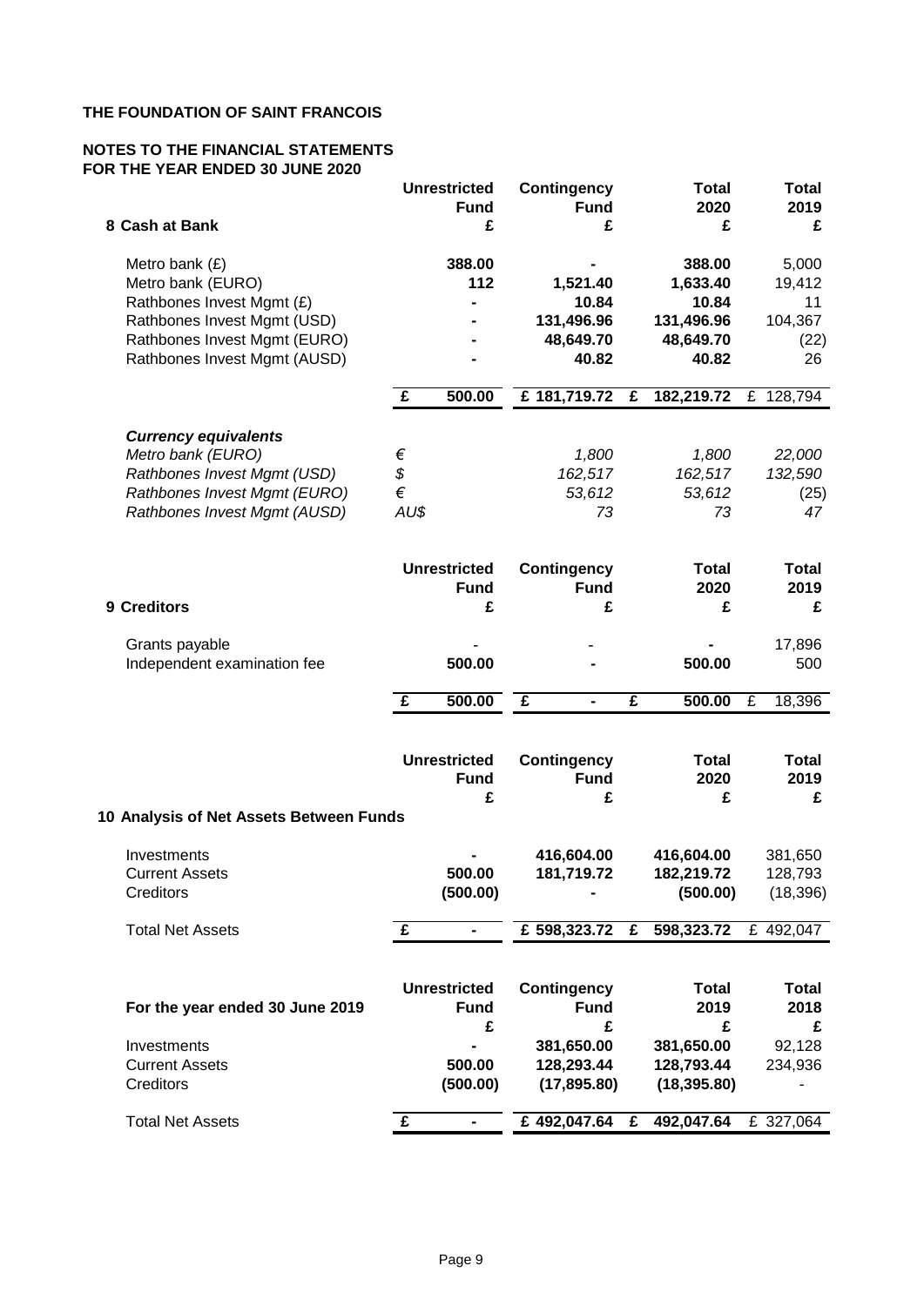**THE FOUNDATION OF SAINT FRANCOIS**

**NOTES TO THE FINANCIAL STATEMENTS**
**FOR THE YEAR ENDED 30 JUNE 2020**

| **8 Cash at Bank** | **Unrestricted Fund £** | **Contingency Fund £** | **Total 2020 £** | **Total 2019 £** |
|---|---|---|---|---|
| Metro bank (£) | 388.00 | - | 388.00 | 5,000 |
| Metro bank (EURO) | 112 | 1,521.40 | 1,633.40 | 19,412 |
| Rathbones Invest Mgmt (£) | - | 10.84 | 10.84 | 11 |
| Rathbones Invest Mgmt (USD) | - | 131,496.96 | 131,496.96 | 104,367 |
| Rathbones Invest Mgmt (EURO) | - | 48,649.70 | 48,649.70 | (22) |
| Rathbones Invest Mgmt (AUSD) | - | 40.82 | 40.82 | 26 |
| | £ 500.00 | £ 181,719.72 | £ 182,219.72 | £ 128,794 |

| ***Currency equivalents*** | | | | |
|---|---|---|---|---|
| *Metro bank (EURO)* | € | *1,800* | *1,800* | *22,000* |
| *Rathbones Invest Mgmt (USD)* | $ | *162,517* | *162,517* | *132,590* |
| *Rathbones Invest Mgmt (EURO)* | € | *53,612* | *53,612* | *(25)* |
| *Rathbones Invest Mgmt (AUSD)* | AU$ | *73* | *73* | *47* |

| **9 Creditors** | **Unrestricted Fund £** | **Contingency Fund £** | **Total 2020 £** | **Total 2019 £** |
|---|---|---|---|---|
| Grants payable | - | - | - | 17,896 |
| Independent examination fee | 500.00 | - | 500.00 | 500 |
| | £ 500.00 | £ - | £ 500.00 | £ 18,396 |

| **10 Analysis of Net Assets Between Funds** | **Unrestricted Fund £** | **Contingency Fund £** | **Total 2020 £** | **Total 2019 £** |
|---|---|---|---|---|
| Investments | - | 416,604.00 | 416,604.00 | 381,650 |
| Current Assets | 500.00 | 181,719.72 | 182,219.72 | 128,793 |
| Creditors | (500.00) | - | (500.00) | (18,396) |
| Total Net Assets | £ - | £ 598,323.72 | £ 598,323.72 | £ 492,047 |

| **For the year ended 30 June 2019** | **Unrestricted Fund £** | **Contingency Fund £** | **Total 2019 £** | **Total 2018 £** |
|---|---|---|---|---|
| Investments | - | 381,650.00 | 381,650.00 | 92,128 |
| Current Assets | 500.00 | 128,293.44 | 128,793.44 | 234,936 |
| Creditors | (500.00) | (17,895.80) | (18,395.80) | - |
| Total Net Assets | £ - | £ 492,047.64 | £ 492,047.64 | £ 327,064 |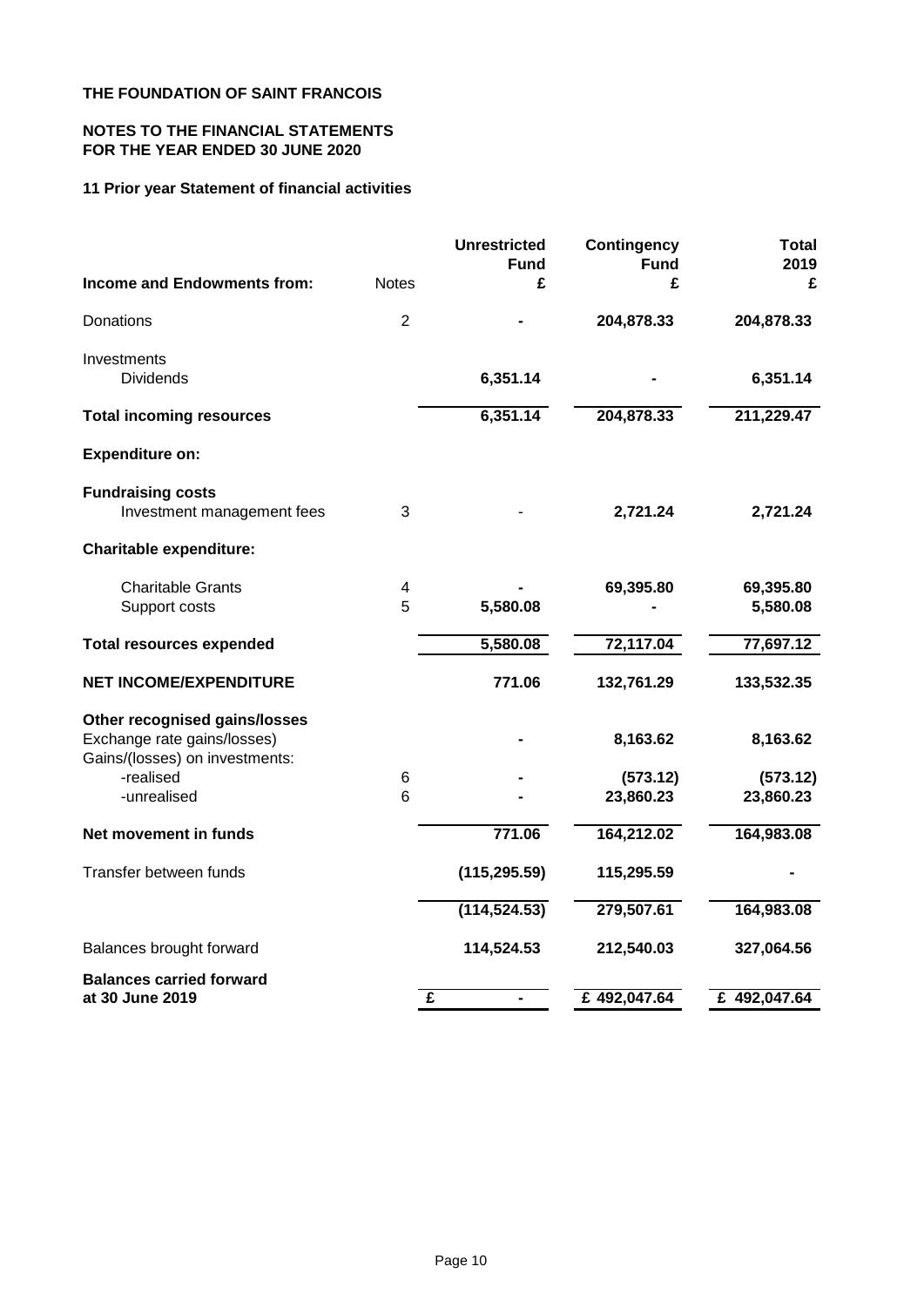**THE FOUNDATION OF SAINT FRANCOIS**

**NOTES TO THE FINANCIAL STATEMENTS**
**FOR THE YEAR ENDED 30 JUNE 2020**

**11 Prior year Statement of financial activities**

| **Income and Endowments from:** | Notes | **Unrestricted Fund £** | **Contingency Fund £** | **Total 2019 £** |
|---|---|---|---|---|
| Donations | 2 | - | 204,878.33 | 204,878.33 |
| Investments | | | | |
| Dividends | | 6,351.14 | - | 6,351.14 |
| **Total incoming resources** | | 6,351.14 | 204,878.33 | 211,229.47 |
| **Expenditure on:** | | | | |
| **Fundraising costs** | | | | |
| Investment management fees | 3 | - | 2,721.24 | 2,721.24 |
| **Charitable expenditure:** | | | | |
| Charitable Grants | 4 | - | 69,395.80 | 69,395.80 |
| Support costs | 5 | 5,580.08 | - | 5,580.08 |
| **Total resources expended** | | 5,580.08 | 72,117.04 | 77,697.12 |
| **NET INCOME/EXPENDITURE** | | 771.06 | 132,761.29 | 133,532.35 |
| **Other recognised gains/losses** | | | | |
| Exchange rate gains/(losses) | | - | 8,163.62 | 8,163.62 |
| Gains/(losses) on investments: | | | | |
| -realised | 6 | - | (573.12) | (573.12) |
| -unrealised | 6 | - | 23,860.23 | 23,860.23 |
| **Net movement in funds** | | 771.06 | 164,212.02 | 164,983.08 |
| Transfer between funds | | (115,295.59) | 115,295.59 | - |
| | | (114,524.53) | 279,507.61 | 164,983.08 |
| Balances brought forward | | 114,524.53 | 212,540.03 | 327,064.56 |
| **Balances carried forward at 30 June 2019** | | £ - | £ 492,047.64 | £ 492,047.64 |